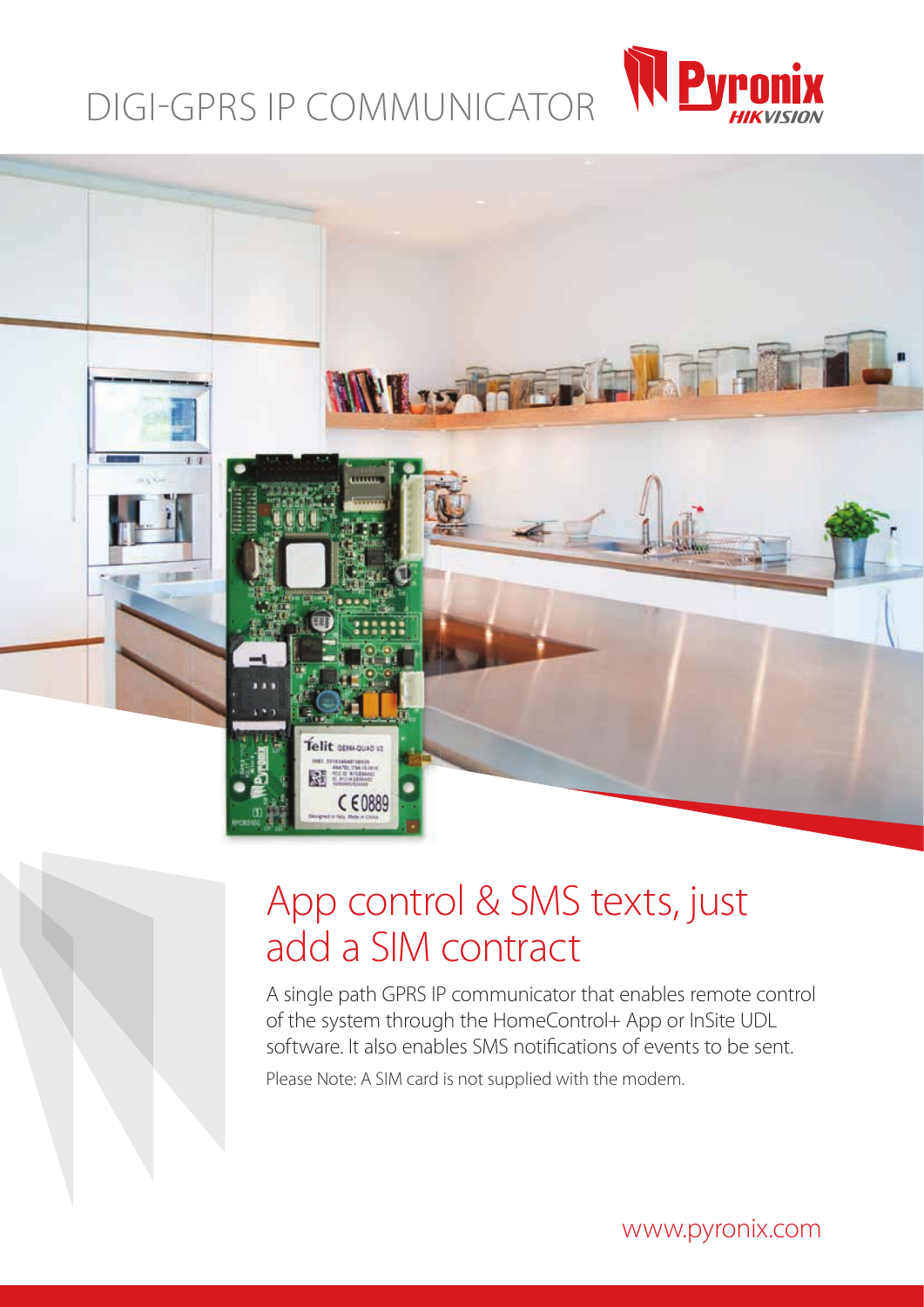# DIGI-GPRS IP COMMUNICATOR

## App control & SMS texts, just add a SIM contract

A single path GPRS IP communicator that enables remote control of the system through the HomeControl+ App or InSite UDL software. It also enables SMS notifications of events to be sent.

Please Note: A SIM card is not supplied with the modem.

www.pyronix.com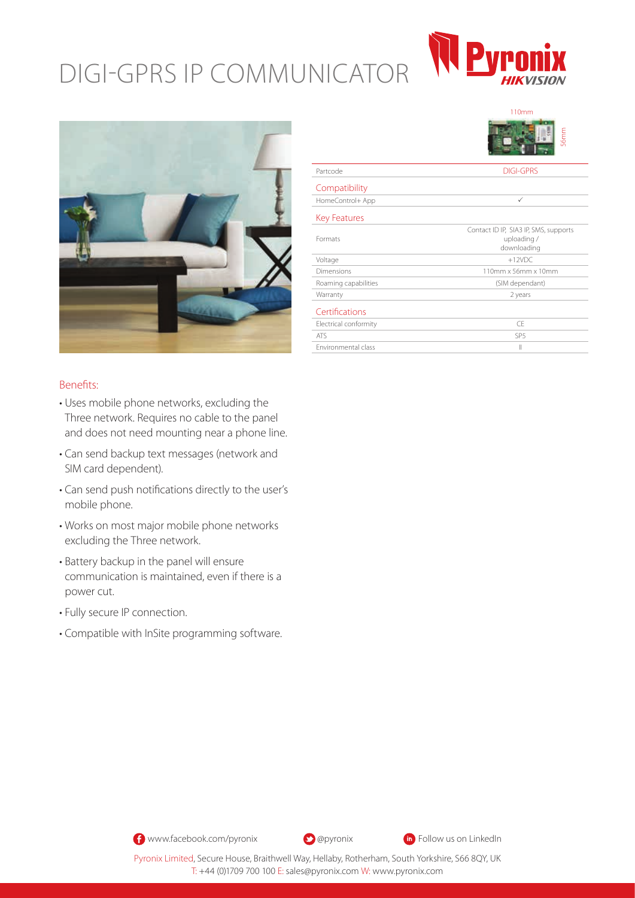# DIGI-GPRS IP COMMUNICATOR

110mm

56mm

| | |
|---|---|
| Partcode | DIGI-GPRS |
| **Compatibility** | |
| HomeControl+ App | ✓ |
| **Key Features** | |
| Formats | Contact ID IP, SIA3 IP, SMS, supports uploading / downloading |
| Voltage | +12VDC |
| Dimensions | 110mm x 56mm x 10mm |
| Roaming capabilities | (SIM dependant) |
| Warranty | 2 years |
| **Certifications** | |
| Electrical conformity | CE |
| ATS | SP5 |
| Environmental class | II |

## Benefits:

- Uses mobile phone networks, excluding the Three network. Requires no cable to the panel and does not need mounting near a phone line.
- Can send backup text messages (network and SIM card dependent).
- Can send push notifications directly to the user's mobile phone.
- Works on most major mobile phone networks excluding the Three network.
- Battery backup in the panel will ensure communication is maintained, even if there is a power cut.
- Fully secure IP connection.
- Compatible with InSite programming software.

www.facebook.com/pyronix @pyronix Follow us on LinkedIn

Pyronix Limited, Secure House, Braithwell Way, Hellaby, Rotherham, South Yorkshire, S66 8QY, UK
T: +44 (0)1709 700 100 E: sales@pyronix.com W: www.pyronix.com